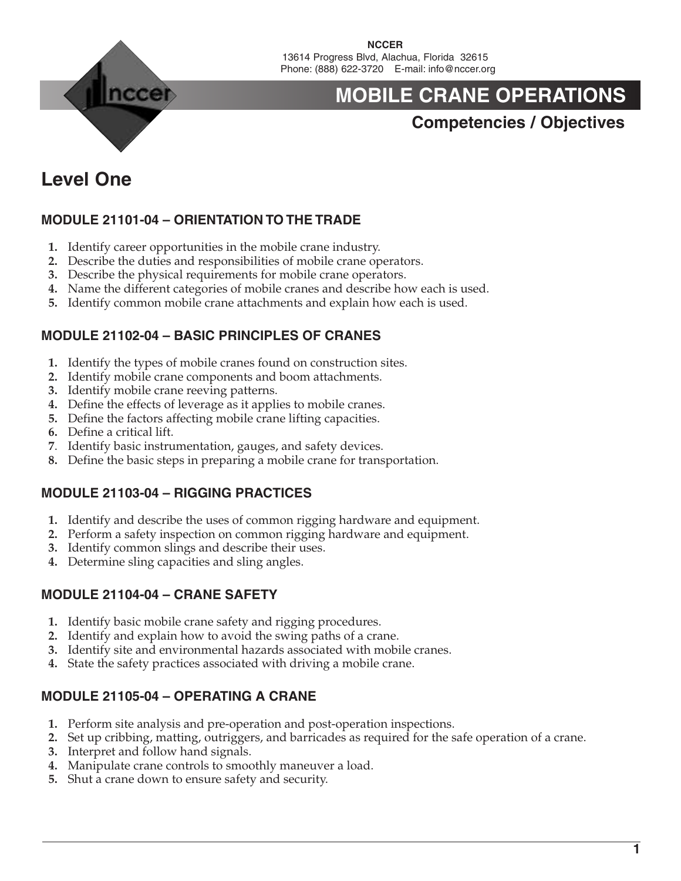**NCCER**
13614 Progress Blvd, Alachua, Florida 32615
Phone: (888) 622-3720 E-mail: info@nccer.org

# MOBILE CRANE OPERATIONS

### Competencies / Objectives

## Level One

### MODULE 21101-04 – ORIENTATION TO THE TRADE

1. Identify career opportunities in the mobile crane industry.
2. Describe the duties and responsibilities of mobile crane operators.
3. Describe the physical requirements for mobile crane operators.
4. Name the different categories of mobile cranes and describe how each is used.
5. Identify common mobile crane attachments and explain how each is used.

### MODULE 21102-04 – BASIC PRINCIPLES OF CRANES

1. Identify the types of mobile cranes found on construction sites.
2. Identify mobile crane components and boom attachments.
3. Identify mobile crane reeving patterns.
4. Define the effects of leverage as it applies to mobile cranes.
5. Define the factors affecting mobile crane lifting capacities.
6. Define a critical lift.
7. Identify basic instrumentation, gauges, and safety devices.
8. Define the basic steps in preparing a mobile crane for transportation.

### MODULE 21103-04 – RIGGING PRACTICES

1. Identify and describe the uses of common rigging hardware and equipment.
2. Perform a safety inspection on common rigging hardware and equipment.
3. Identify common slings and describe their uses.
4. Determine sling capacities and sling angles.

### MODULE 21104-04 – CRANE SAFETY

1. Identify basic mobile crane safety and rigging procedures.
2. Identify and explain how to avoid the swing paths of a crane.
3. Identify site and environmental hazards associated with mobile cranes.
4. State the safety practices associated with driving a mobile crane.

### MODULE 21105-04 – OPERATING A CRANE

1. Perform site analysis and pre-operation and post-operation inspections.
2. Set up cribbing, matting, outriggers, and barricades as required for the safe operation of a crane.
3. Interpret and follow hand signals.
4. Manipulate crane controls to smoothly maneuver a load.
5. Shut a crane down to ensure safety and security.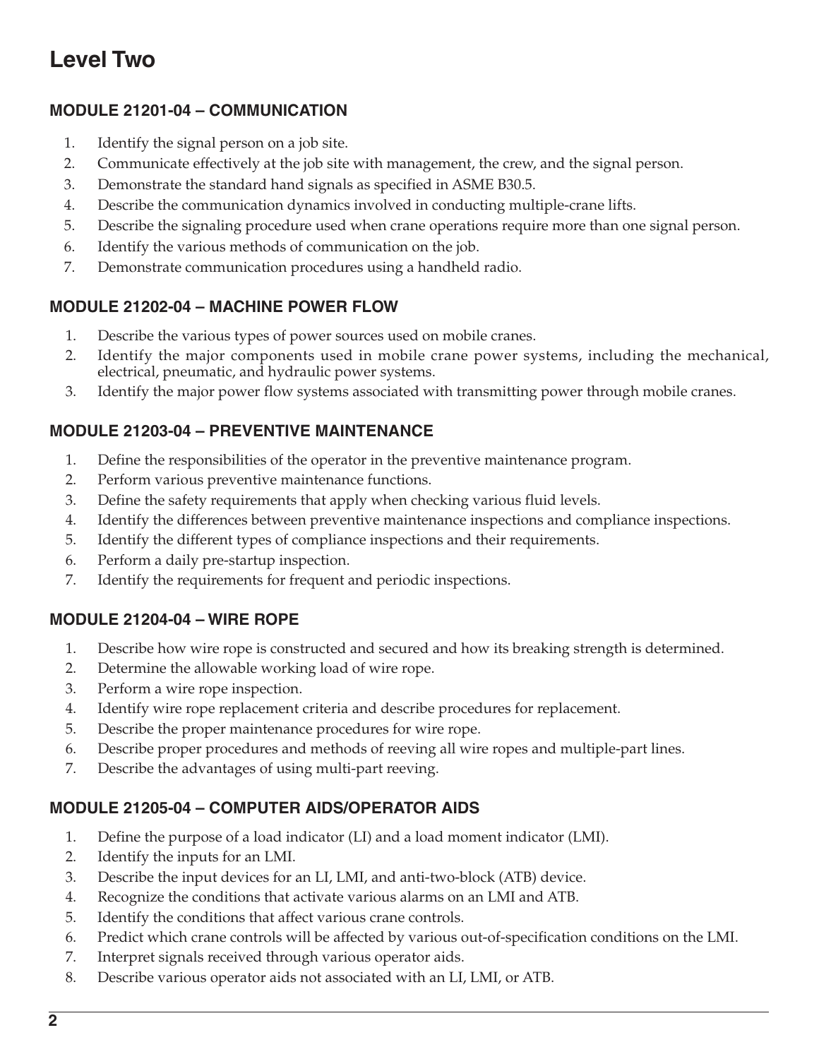# Level Two

## MODULE 21201-04 – COMMUNICATION

1. Identify the signal person on a job site.
2. Communicate effectively at the job site with management, the crew, and the signal person.
3. Demonstrate the standard hand signals as specified in ASME B30.5.
4. Describe the communication dynamics involved in conducting multiple-crane lifts.
5. Describe the signaling procedure used when crane operations require more than one signal person.
6. Identify the various methods of communication on the job.
7. Demonstrate communication procedures using a handheld radio.

## MODULE 21202-04 – MACHINE POWER FLOW

1. Describe the various types of power sources used on mobile cranes.
2. Identify the major components used in mobile crane power systems, including the mechanical, electrical, pneumatic, and hydraulic power systems.
3. Identify the major power flow systems associated with transmitting power through mobile cranes.

## MODULE 21203-04 – PREVENTIVE MAINTENANCE

1. Define the responsibilities of the operator in the preventive maintenance program.
2. Perform various preventive maintenance functions.
3. Define the safety requirements that apply when checking various fluid levels.
4. Identify the differences between preventive maintenance inspections and compliance inspections.
5. Identify the different types of compliance inspections and their requirements.
6. Perform a daily pre-startup inspection.
7. Identify the requirements for frequent and periodic inspections.

## MODULE 21204-04 – WIRE ROPE

1. Describe how wire rope is constructed and secured and how its breaking strength is determined.
2. Determine the allowable working load of wire rope.
3. Perform a wire rope inspection.
4. Identify wire rope replacement criteria and describe procedures for replacement.
5. Describe the proper maintenance procedures for wire rope.
6. Describe proper procedures and methods of reeving all wire ropes and multiple-part lines.
7. Describe the advantages of using multi-part reeving.

## MODULE 21205-04 – COMPUTER AIDS/OPERATOR AIDS

1. Define the purpose of a load indicator (LI) and a load moment indicator (LMI).
2. Identify the inputs for an LMI.
3. Describe the input devices for an LI, LMI, and anti-two-block (ATB) device.
4. Recognize the conditions that activate various alarms on an LMI and ATB.
5. Identify the conditions that affect various crane controls.
6. Predict which crane controls will be affected by various out-of-specification conditions on the LMI.
7. Interpret signals received through various operator aids.
8. Describe various operator aids not associated with an LI, LMI, or ATB.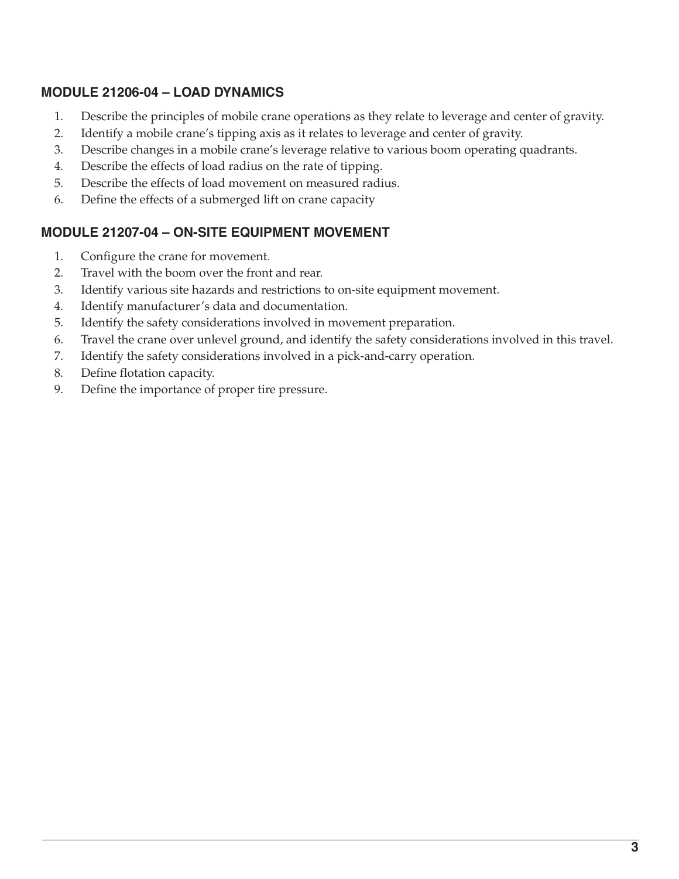## MODULE 21206-04 – LOAD DYNAMICS

1. Describe the principles of mobile crane operations as they relate to leverage and center of gravity.
2. Identify a mobile crane's tipping axis as it relates to leverage and center of gravity.
3. Describe changes in a mobile crane's leverage relative to various boom operating quadrants.
4. Describe the effects of load radius on the rate of tipping.
5. Describe the effects of load movement on measured radius.
6. Define the effects of a submerged lift on crane capacity

## MODULE 21207-04 – ON-SITE EQUIPMENT MOVEMENT

1. Configure the crane for movement.
2. Travel with the boom over the front and rear.
3. Identify various site hazards and restrictions to on-site equipment movement.
4. Identify manufacturer's data and documentation.
5. Identify the safety considerations involved in movement preparation.
6. Travel the crane over unlevel ground, and identify the safety considerations involved in this travel.
7. Identify the safety considerations involved in a pick-and-carry operation.
8. Define flotation capacity.
9. Define the importance of proper tire pressure.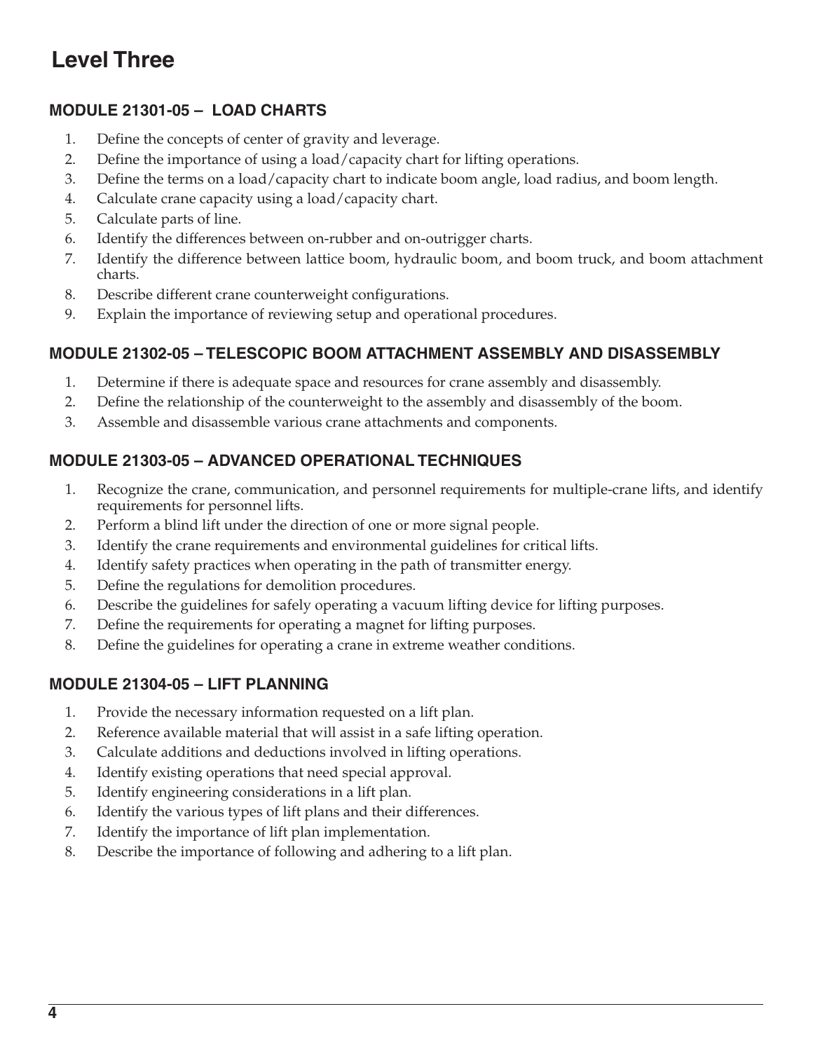# Level Three

## MODULE 21301-05 – LOAD CHARTS

1. Define the concepts of center of gravity and leverage.
2. Define the importance of using a load/capacity chart for lifting operations.
3. Define the terms on a load/capacity chart to indicate boom angle, load radius, and boom length.
4. Calculate crane capacity using a load/capacity chart.
5. Calculate parts of line.
6. Identify the differences between on-rubber and on-outrigger charts.
7. Identify the difference between lattice boom, hydraulic boom, and boom truck, and boom attachment charts.
8. Describe different crane counterweight configurations.
9. Explain the importance of reviewing setup and operational procedures.

## MODULE 21302-05 – TELESCOPIC BOOM ATTACHMENT ASSEMBLY AND DISASSEMBLY

1. Determine if there is adequate space and resources for crane assembly and disassembly.
2. Define the relationship of the counterweight to the assembly and disassembly of the boom.
3. Assemble and disassemble various crane attachments and components.

## MODULE 21303-05 – ADVANCED OPERATIONAL TECHNIQUES

1. Recognize the crane, communication, and personnel requirements for multiple-crane lifts, and identify requirements for personnel lifts.
2. Perform a blind lift under the direction of one or more signal people.
3. Identify the crane requirements and environmental guidelines for critical lifts.
4. Identify safety practices when operating in the path of transmitter energy.
5. Define the regulations for demolition procedures.
6. Describe the guidelines for safely operating a vacuum lifting device for lifting purposes.
7. Define the requirements for operating a magnet for lifting purposes.
8. Define the guidelines for operating a crane in extreme weather conditions.

## MODULE 21304-05 – LIFT PLANNING

1. Provide the necessary information requested on a lift plan.
2. Reference available material that will assist in a safe lifting operation.
3. Calculate additions and deductions involved in lifting operations.
4. Identify existing operations that need special approval.
5. Identify engineering considerations in a lift plan.
6. Identify the various types of lift plans and their differences.
7. Identify the importance of lift plan implementation.
8. Describe the importance of following and adhering to a lift plan.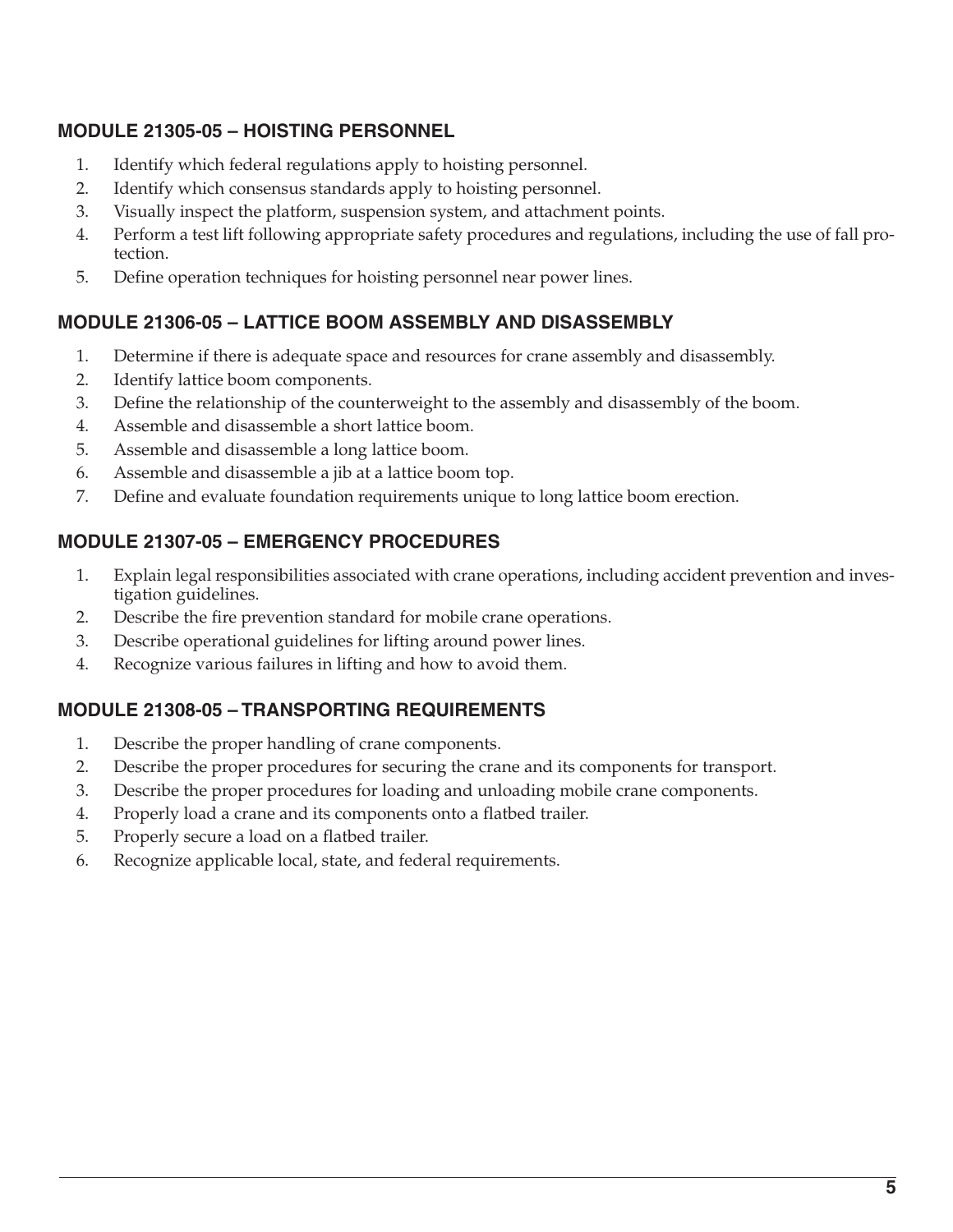## MODULE 21305-05 – HOISTING PERSONNEL

1. Identify which federal regulations apply to hoisting personnel.
2. Identify which consensus standards apply to hoisting personnel.
3. Visually inspect the platform, suspension system, and attachment points.
4. Perform a test lift following appropriate safety procedures and regulations, including the use of fall protection.
5. Define operation techniques for hoisting personnel near power lines.

## MODULE 21306-05 – LATTICE BOOM ASSEMBLY AND DISASSEMBLY

1. Determine if there is adequate space and resources for crane assembly and disassembly.
2. Identify lattice boom components.
3. Define the relationship of the counterweight to the assembly and disassembly of the boom.
4. Assemble and disassemble a short lattice boom.
5. Assemble and disassemble a long lattice boom.
6. Assemble and disassemble a jib at a lattice boom top.
7. Define and evaluate foundation requirements unique to long lattice boom erection.

## MODULE 21307-05 – EMERGENCY PROCEDURES

1. Explain legal responsibilities associated with crane operations, including accident prevention and investigation guidelines.
2. Describe the fire prevention standard for mobile crane operations.
3. Describe operational guidelines for lifting around power lines.
4. Recognize various failures in lifting and how to avoid them.

## MODULE 21308-05 – TRANSPORTING REQUIREMENTS

1. Describe the proper handling of crane components.
2. Describe the proper procedures for securing the crane and its components for transport.
3. Describe the proper procedures for loading and unloading mobile crane components.
4. Properly load a crane and its components onto a flatbed trailer.
5. Properly secure a load on a flatbed trailer.
6. Recognize applicable local, state, and federal requirements.